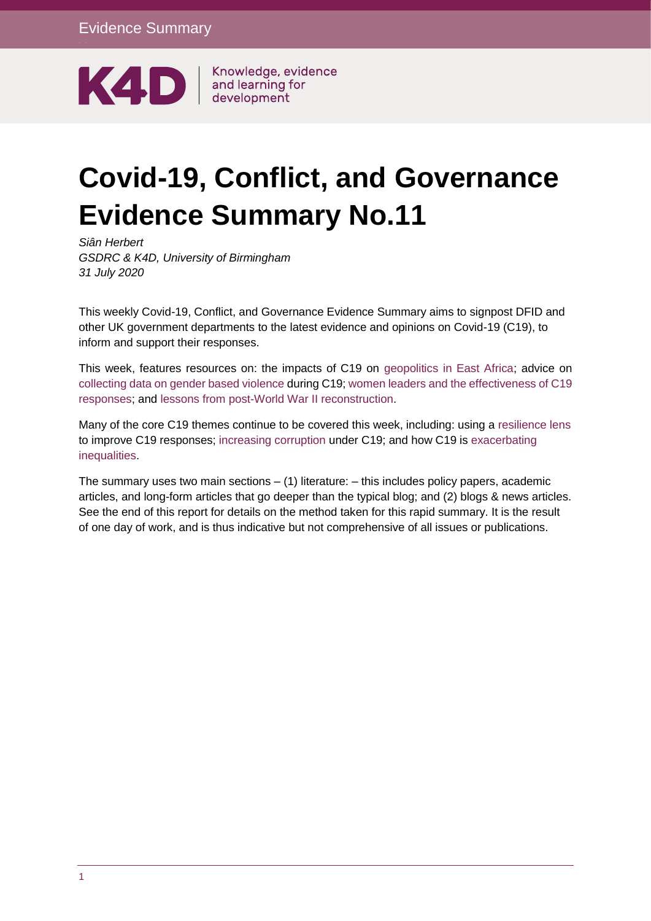Evidence Summary

K4D Knowledge, evidence and learning for development

# Covid-19, Conflict, and Governance Evidence Summary No.11

*Siân Herbert*
*GSDRC & K4D, University of Birmingham*
*31 July 2020*

This weekly Covid-19, Conflict, and Governance Evidence Summary aims to signpost DFID and other UK government departments to the latest evidence and opinions on Covid-19 (C19), to inform and support their responses.

This week, features resources on: the impacts of C19 on geopolitics in East Africa; advice on collecting data on gender based violence during C19; women leaders and the effectiveness of C19 responses; and lessons from post-World War II reconstruction.

Many of the core C19 themes continue to be covered this week, including: using a resilience lens to improve C19 responses; increasing corruption under C19; and how C19 is exacerbating inequalities.

The summary uses two main sections – (1) literature: – this includes policy papers, academic articles, and long-form articles that go deeper than the typical blog; and (2) blogs & news articles. See the end of this report for details on the method taken for this rapid summary. It is the result of one day of work, and is thus indicative but not comprehensive of all issues or publications.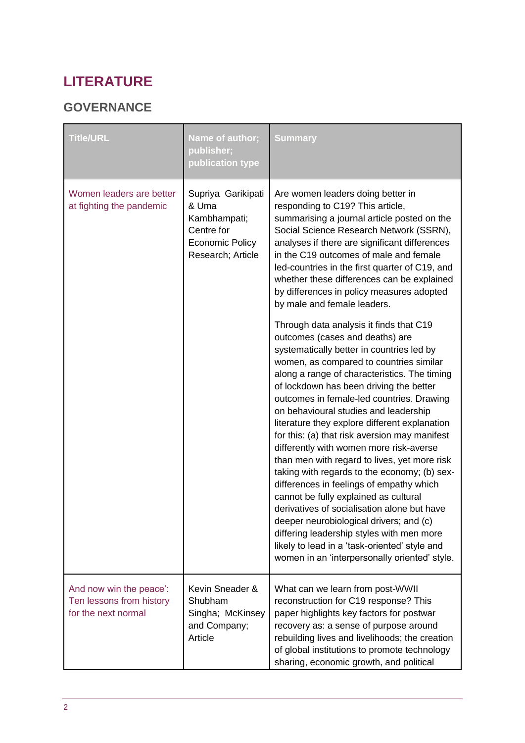# LITERATURE

## GOVERNANCE

| Title/URL | Name of author; publisher; publication type | Summary |
|---|---|---|
| Women leaders are better at fighting the pandemic | Supriya Garikipati & Uma Kambhampati; Centre for Economic Policy Research; Article | Are women leaders doing better in responding to C19? This article, summarising a journal article posted on the Social Science Research Network (SSRN), analyses if there are significant differences in the C19 outcomes of male and female led-countries in the first quarter of C19, and whether these differences can be explained by differences in policy measures adopted by male and female leaders.<br><br>Through data analysis it finds that C19 outcomes (cases and deaths) are systematically better in countries led by women, as compared to countries similar along a range of characteristics. The timing of lockdown has been driving the better outcomes in female-led countries. Drawing on behavioural studies and leadership literature they explore different explanation for this: (a) that risk aversion may manifest differently with women more risk-averse than men with regard to lives, yet more risk taking with regards to the economy; (b) sex-differences in feelings of empathy which cannot be fully explained as cultural derivatives of socialisation alone but have deeper neurobiological drivers; and (c) differing leadership styles with men more likely to lead in a 'task-oriented' style and women in an 'interpersonally oriented' style. |
| And now win the peace': Ten lessons from history for the next normal | Kevin Sneader & Shubham Singha; McKinsey and Company; Article | What can we learn from post-WWII reconstruction for C19 response? This paper highlights key factors for postwar recovery as: a sense of purpose around rebuilding lives and livelihoods; the creation of global institutions to promote technology sharing, economic growth, and political |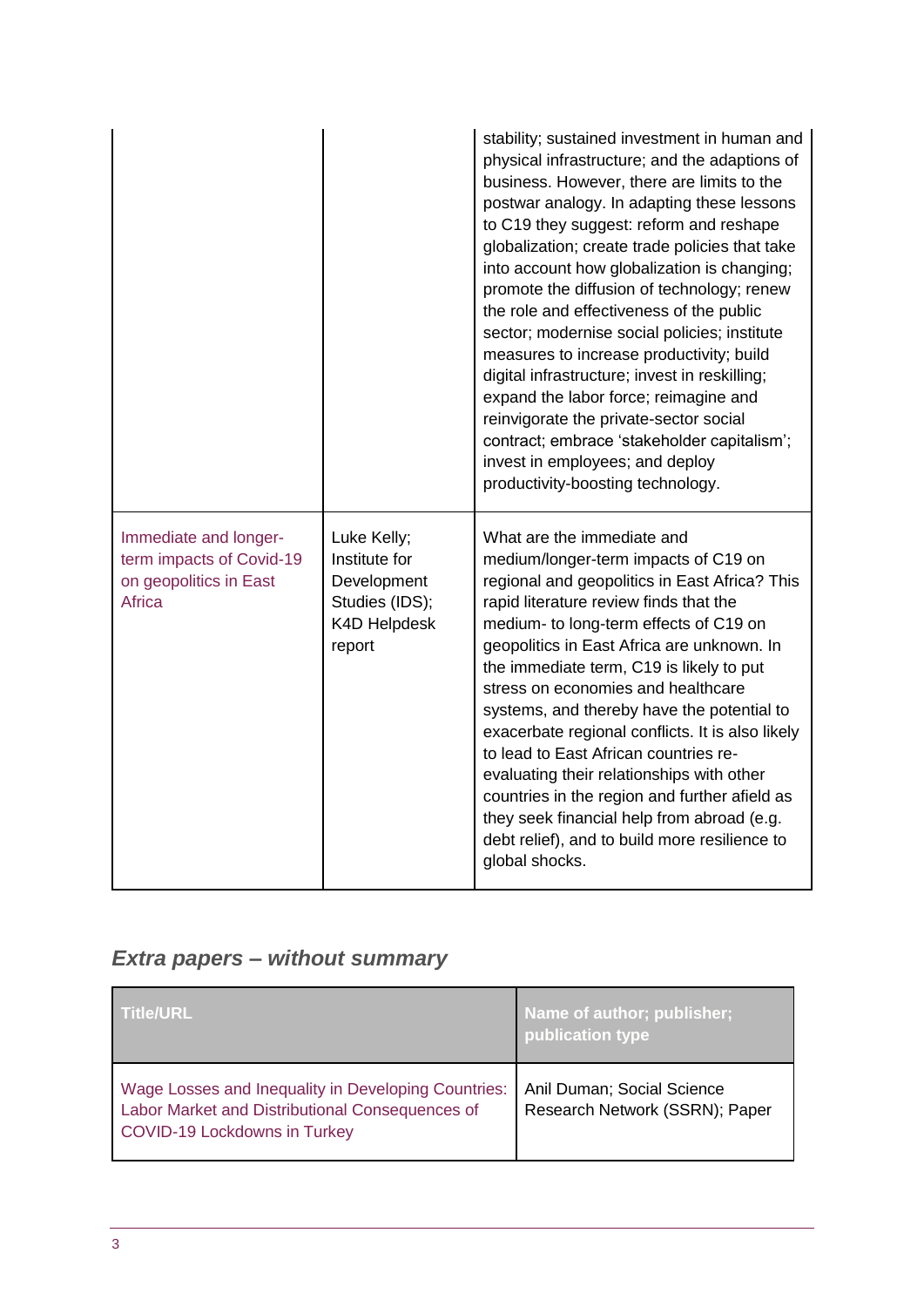| | | |
|---|---|---|
| | | stability; sustained investment in human and physical infrastructure; and the adaptions of business. However, there are limits to the postwar analogy. In adapting these lessons to C19 they suggest: reform and reshape globalization; create trade policies that take into account how globalization is changing; promote the diffusion of technology; renew the role and effectiveness of the public sector; modernise social policies; institute measures to increase productivity; build digital infrastructure; invest in reskilling; expand the labor force; reimagine and reinvigorate the private-sector social contract; embrace 'stakeholder capitalism'; invest in employees; and deploy productivity-boosting technology. |
| Immediate and longer-term impacts of Covid-19 on geopolitics in East Africa | Luke Kelly; Institute for Development Studies (IDS); K4D Helpdesk report | What are the immediate and medium/longer-term impacts of C19 on regional and geopolitics in East Africa? This rapid literature review finds that the medium- to long-term effects of C19 on geopolitics in East Africa are unknown. In the immediate term, C19 is likely to put stress on economies and healthcare systems, and thereby have the potential to exacerbate regional conflicts. It is also likely to lead to East African countries re-evaluating their relationships with other countries in the region and further afield as they seek financial help from abroad (e.g. debt relief), and to build more resilience to global shocks. |

## *Extra papers – without summary*

| Title/URL | Name of author; publisher; publication type |
|---|---|
| Wage Losses and Inequality in Developing Countries: Labor Market and Distributional Consequences of COVID-19 Lockdowns in Turkey | Anil Duman; Social Science Research Network (SSRN); Paper |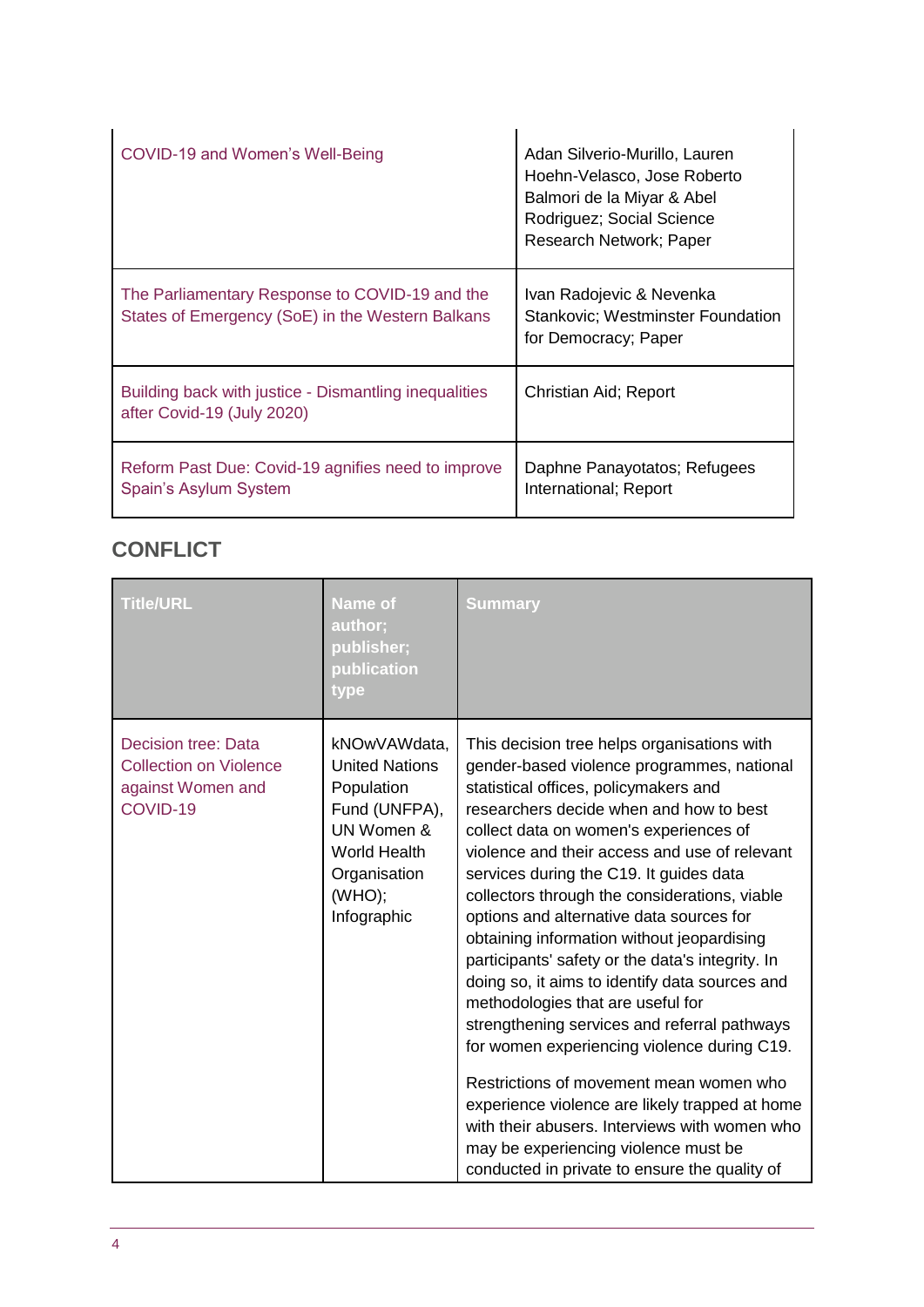| | |
|---|---|
| COVID-19 and Women's Well-Being | Adan Silverio-Murillo, Lauren Hoehn-Velasco, Jose Roberto Balmori de la Miyar & Abel Rodriguez; Social Science Research Network; Paper |
| The Parliamentary Response to COVID-19 and the States of Emergency (SoE) in the Western Balkans | Ivan Radojevic & Nevenka Stankovic; Westminster Foundation for Democracy; Paper |
| Building back with justice - Dismantling inequalities after Covid-19 (July 2020) | Christian Aid; Report |
| Reform Past Due: Covid-19 agnifies need to improve Spain's Asylum System | Daphne Panayotatos; Refugees International; Report |

## CONFLICT

| Title/URL | Name of author; publisher; publication type | Summary |
|---|---|---|
| Decision tree: Data Collection on Violence against Women and COVID-19 | kNOwVAWdata, United Nations Population Fund (UNFPA), UN Women & World Health Organisation (WHO); Infographic | This decision tree helps organisations with gender-based violence programmes, national statistical offices, policymakers and researchers decide when and how to best collect data on women's experiences of violence and their access and use of relevant services during the C19. It guides data collectors through the considerations, viable options and alternative data sources for obtaining information without jeopardising participants' safety or the data's integrity. In doing so, it aims to identify data sources and methodologies that are useful for strengthening services and referral pathways for women experiencing violence during C19.<br><br>Restrictions of movement mean women who experience violence are likely trapped at home with their abusers. Interviews with women who may be experiencing violence must be conducted in private to ensure the quality of |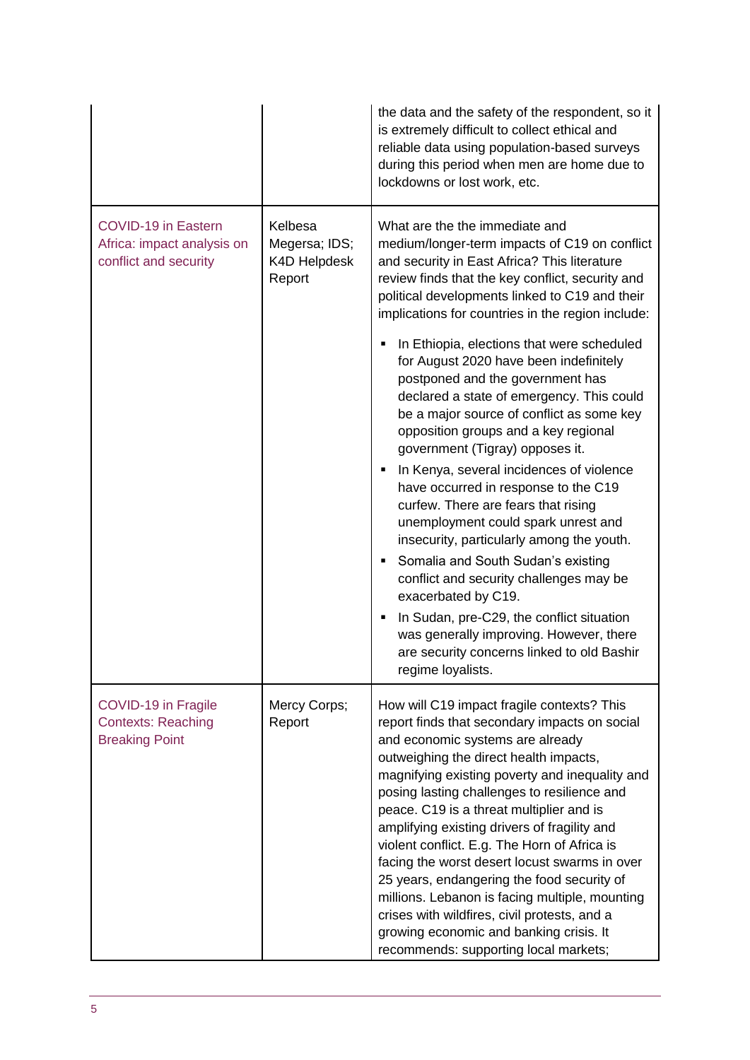| | | |
|---|---|---|
| | | the data and the safety of the respondent, so it is extremely difficult to collect ethical and reliable data using population-based surveys during this period when men are home due to lockdowns or lost work, etc. |
| COVID-19 in Eastern Africa: impact analysis on conflict and security | Kelbesa Megersa; IDS; K4D Helpdesk Report | What are the the immediate and medium/longer-term impacts of C19 on conflict and security in East Africa? This literature review finds that the key conflict, security and political developments linked to C19 and their implications for countries in the region include:<br>▪ In Ethiopia, elections that were scheduled for August 2020 have been indefinitely postponed and the government has declared a state of emergency. This could be a major source of conflict as some key opposition groups and a key regional government (Tigray) opposes it.<br>▪ In Kenya, several incidences of violence have occurred in response to the C19 curfew. There are fears that rising unemployment could spark unrest and insecurity, particularly among the youth.<br>▪ Somalia and South Sudan's existing conflict and security challenges may be exacerbated by C19.<br>▪ In Sudan, pre-C29, the conflict situation was generally improving. However, there are security concerns linked to old Bashir regime loyalists. |
| COVID-19 in Fragile Contexts: Reaching Breaking Point | Mercy Corps; Report | How will C19 impact fragile contexts? This report finds that secondary impacts on social and economic systems are already outweighing the direct health impacts, magnifying existing poverty and inequality and posing lasting challenges to resilience and peace. C19 is a threat multiplier and is amplifying existing drivers of fragility and violent conflict. E.g. The Horn of Africa is facing the worst desert locust swarms in over 25 years, endangering the food security of millions. Lebanon is facing multiple, mounting crises with wildfires, civil protests, and a growing economic and banking crisis. It recommends: supporting local markets; |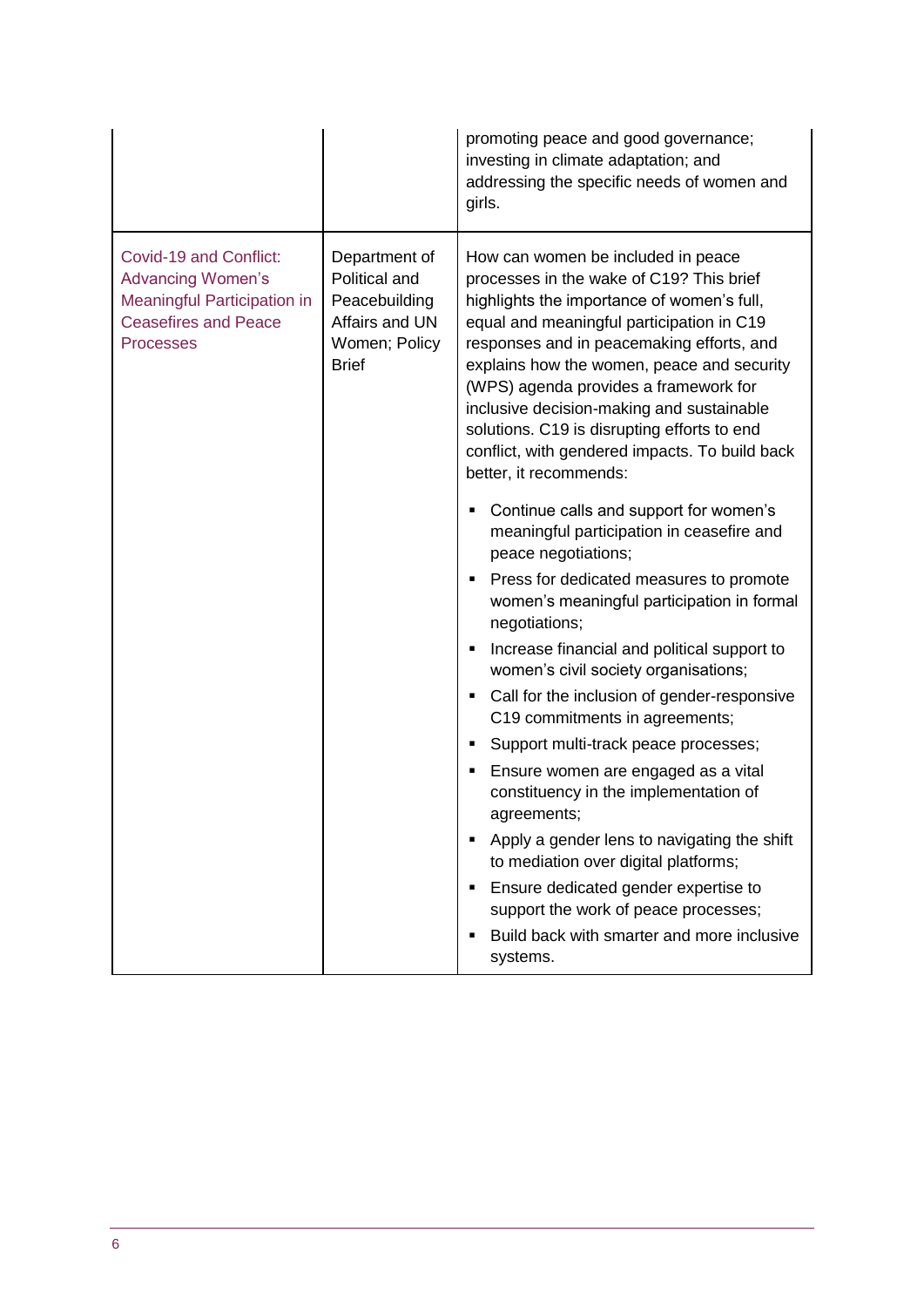| | | |
|---|---|---|
| | | promoting peace and good governance; investing in climate adaptation; and addressing the specific needs of women and girls. |
| Covid-19 and Conflict: Advancing Women's Meaningful Participation in Ceasefires and Peace Processes | Department of Political and Peacebuilding Affairs and UN Women; Policy Brief | How can women be included in peace processes in the wake of C19? This brief highlights the importance of women's full, equal and meaningful participation in C19 responses and in peacemaking efforts, and explains how the women, peace and security (WPS) agenda provides a framework for inclusive decision-making and sustainable solutions. C19 is disrupting efforts to end conflict, with gendered impacts. To build back better, it recommends:<br><br>▪ Continue calls and support for women's meaningful participation in ceasefire and peace negotiations;<br>▪ Press for dedicated measures to promote women's meaningful participation in formal negotiations;<br>▪ Increase financial and political support to women's civil society organisations;<br>▪ Call for the inclusion of gender-responsive C19 commitments in agreements;<br>▪ Support multi-track peace processes;<br>▪ Ensure women are engaged as a vital constituency in the implementation of agreements;<br>▪ Apply a gender lens to navigating the shift to mediation over digital platforms;<br>▪ Ensure dedicated gender expertise to support the work of peace processes;<br>▪ Build back with smarter and more inclusive systems. |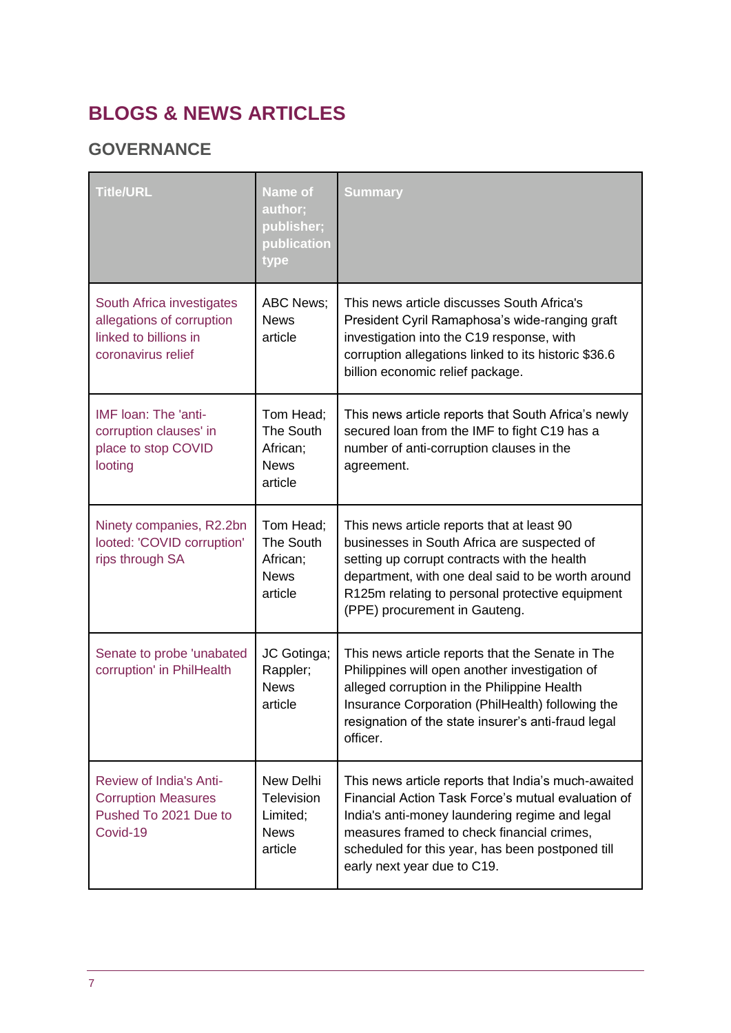# BLOGS & NEWS ARTICLES

## GOVERNANCE

| Title/URL | Name of author; publisher; publication type | Summary |
|---|---|---|
| South Africa investigates allegations of corruption linked to billions in coronavirus relief | ABC News; News article | This news article discusses South Africa's President Cyril Ramaphosa's wide-ranging graft investigation into the C19 response, with corruption allegations linked to its historic $36.6 billion economic relief package. |
| IMF loan: The 'anti-corruption clauses' in place to stop COVID looting | Tom Head; The South African; News article | This news article reports that South Africa's newly secured loan from the IMF to fight C19 has a number of anti-corruption clauses in the agreement. |
| Ninety companies, R2.2bn looted: 'COVID corruption' rips through SA | Tom Head; The South African; News article | This news article reports that at least 90 businesses in South Africa are suspected of setting up corrupt contracts with the health department, with one deal said to be worth around R125m relating to personal protective equipment (PPE) procurement in Gauteng. |
| Senate to probe 'unabated corruption' in PhilHealth | JC Gotinga; Rappler; News article | This news article reports that the Senate in The Philippines will open another investigation of alleged corruption in the Philippine Health Insurance Corporation (PhilHealth) following the resignation of the state insurer's anti-fraud legal officer. |
| Review of India's Anti-Corruption Measures Pushed To 2021 Due to Covid-19 | New Delhi Television Limited; News article | This news article reports that India's much-awaited Financial Action Task Force's mutual evaluation of India's anti-money laundering regime and legal measures framed to check financial crimes, scheduled for this year, has been postponed till early next year due to C19. |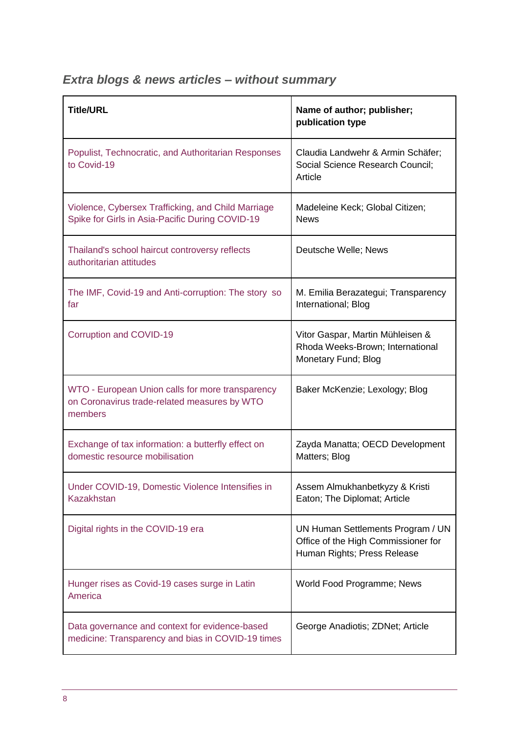### *Extra blogs & news articles – without summary*

| Title/URL | Name of author; publisher; publication type |
|---|---|
| Populist, Technocratic, and Authoritarian Responses to Covid-19 | Claudia Landwehr & Armin Schäfer; Social Science Research Council; Article |
| Violence, Cybersex Trafficking, and Child Marriage Spike for Girls in Asia-Pacific During COVID-19 | Madeleine Keck; Global Citizen; News |
| Thailand's school haircut controversy reflects authoritarian attitudes | Deutsche Welle; News |
| The IMF, Covid-19 and Anti-corruption: The story so far | M. Emilia Berazategui; Transparency International; Blog |
| Corruption and COVID-19 | Vitor Gaspar, Martin Mühleisen & Rhoda Weeks-Brown; International Monetary Fund; Blog |
| WTO - European Union calls for more transparency on Coronavirus trade-related measures by WTO members | Baker McKenzie; Lexology; Blog |
| Exchange of tax information: a butterfly effect on domestic resource mobilisation | Zayda Manatta; OECD Development Matters; Blog |
| Under COVID-19, Domestic Violence Intensifies in Kazakhstan | Assem Almukhanbetkyzy & Kristi Eaton; The Diplomat; Article |
| Digital rights in the COVID-19 era | UN Human Settlements Program / UN Office of the High Commissioner for Human Rights; Press Release |
| Hunger rises as Covid-19 cases surge in Latin America | World Food Programme; News |
| Data governance and context for evidence-based medicine: Transparency and bias in COVID-19 times | George Anadiotis; ZDNet; Article |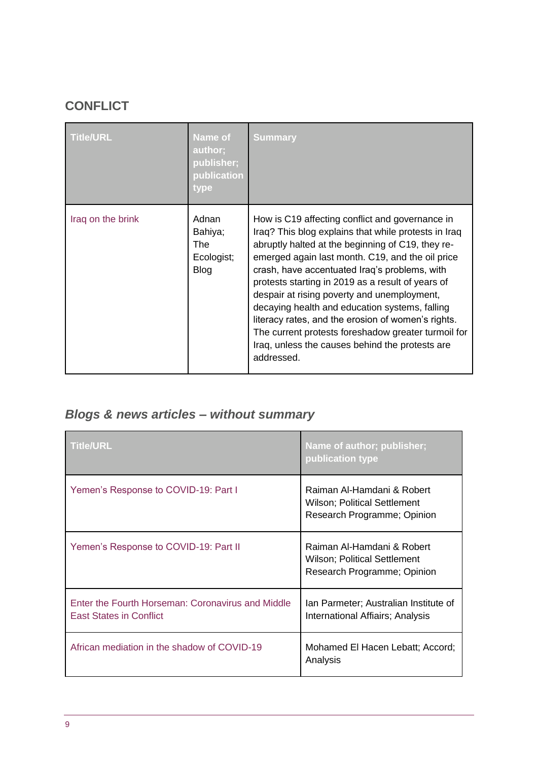## CONFLICT

| Title/URL | Name of author; publisher; publication type | Summary |
|---|---|---|
| Iraq on the brink | Adnan Bahiya; The Ecologist; Blog | How is C19 affecting conflict and governance in Iraq? This blog explains that while protests in Iraq abruptly halted at the beginning of C19, they re-emerged again last month. C19, and the oil price crash, have accentuated Iraq's problems, with protests starting in 2019 as a result of years of despair at rising poverty and unemployment, decaying health and education systems, falling literacy rates, and the erosion of women's rights. The current protests foreshadow greater turmoil for Iraq, unless the causes behind the protests are addressed. |

### *Blogs & news articles – without summary*

| Title/URL | Name of author; publisher; publication type |
|---|---|
| Yemen's Response to COVID-19: Part I | Raiman Al-Hamdani & Robert Wilson; Political Settlement Research Programme; Opinion |
| Yemen's Response to COVID-19: Part II | Raiman Al-Hamdani & Robert Wilson; Political Settlement Research Programme; Opinion |
| Enter the Fourth Horseman: Coronavirus and Middle East States in Conflict | Ian Parmeter; Australian Institute of International Affairs; Analysis |
| African mediation in the shadow of COVID-19 | Mohamed El Hacen Lebatt; Accord; Analysis |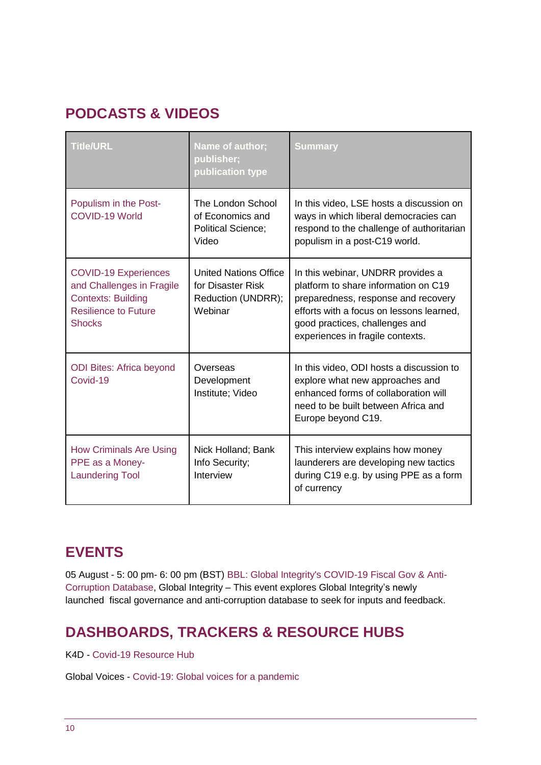## PODCASTS & VIDEOS

| Title/URL | Name of author; publisher; publication type | Summary |
| --- | --- | --- |
| Populism in the Post-COVID-19 World | The London School of Economics and Political Science; Video | In this video, LSE hosts a discussion on ways in which liberal democracies can respond to the challenge of authoritarian populism in a post-C19 world. |
| COVID-19 Experiences and Challenges in Fragile Contexts: Building Resilience to Future Shocks | United Nations Office for Disaster Risk Reduction (UNDRR); Webinar | In this webinar, UNDRR provides a platform to share information on C19 preparedness, response and recovery efforts with a focus on lessons learned, good practices, challenges and experiences in fragile contexts. |
| ODI Bites: Africa beyond Covid-19 | Overseas Development Institute; Video | In this video, ODI hosts a discussion to explore what new approaches and enhanced forms of collaboration will need to be built between Africa and Europe beyond C19. |
| How Criminals Are Using PPE as a Money-Laundering Tool | Nick Holland; Bank Info Security; Interview | This interview explains how money launderers are developing new tactics during C19 e.g. by using PPE as a form of currency |

## EVENTS

05 August - 5: 00 pm- 6: 00 pm (BST) BBL: Global Integrity's COVID-19 Fiscal Gov & Anti-Corruption Database, Global Integrity – This event explores Global Integrity's newly launched fiscal governance and anti-corruption database to seek for inputs and feedback.

## DASHBOARDS, TRACKERS & RESOURCE HUBS

K4D - Covid-19 Resource Hub

Global Voices - Covid-19: Global voices for a pandemic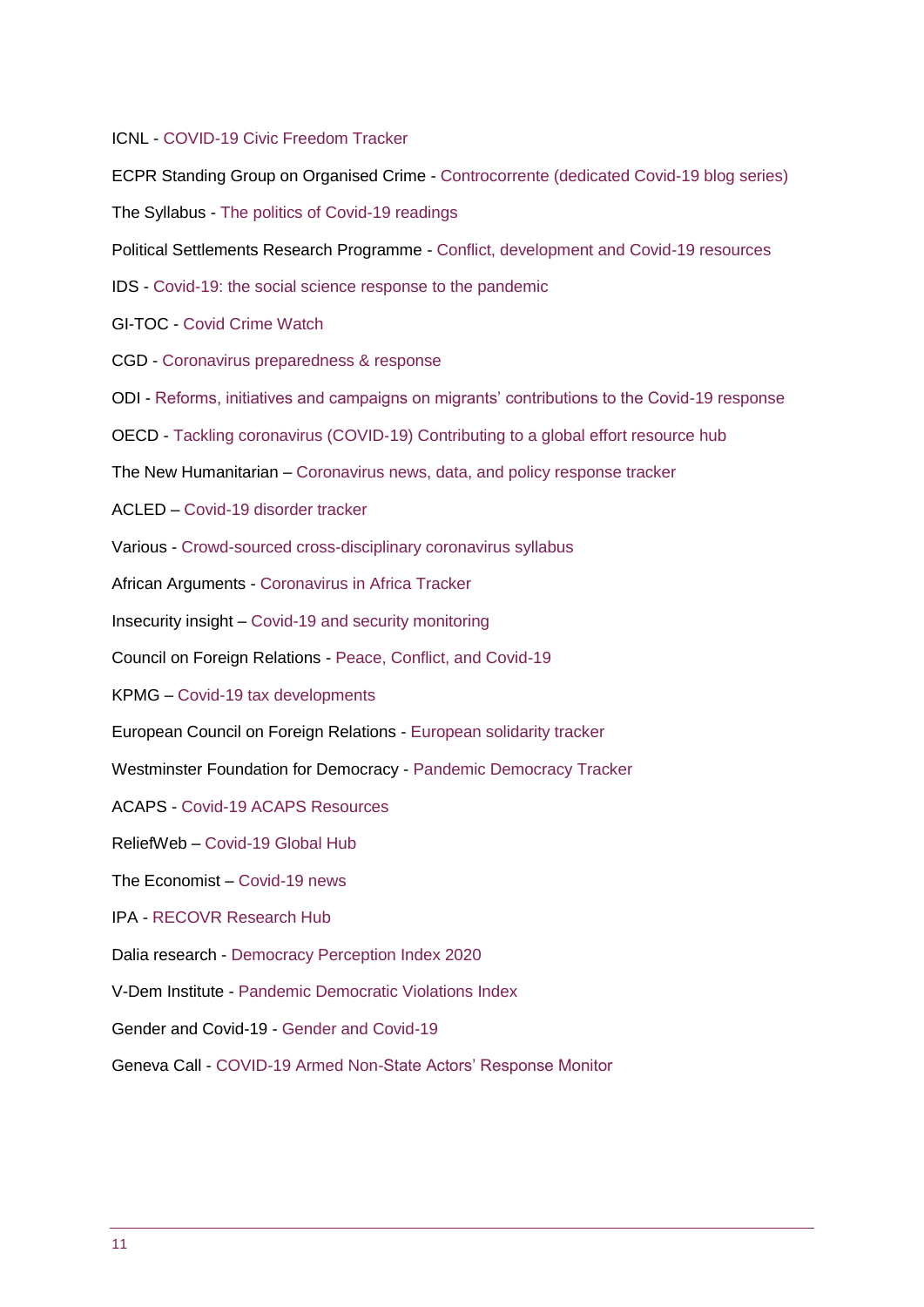ICNL - COVID-19 Civic Freedom Tracker

ECPR Standing Group on Organised Crime - Controcorrente (dedicated Covid-19 blog series)

The Syllabus - The politics of Covid-19 readings

Political Settlements Research Programme - Conflict, development and Covid-19 resources

IDS - Covid-19: the social science response to the pandemic

GI-TOC - Covid Crime Watch

CGD - Coronavirus preparedness & response

ODI - Reforms, initiatives and campaigns on migrants' contributions to the Covid-19 response

OECD - Tackling coronavirus (COVID-19) Contributing to a global effort resource hub

The New Humanitarian – Coronavirus news, data, and policy response tracker

ACLED – Covid-19 disorder tracker

Various - Crowd-sourced cross-disciplinary coronavirus syllabus

African Arguments - Coronavirus in Africa Tracker

Insecurity insight – Covid-19 and security monitoring

Council on Foreign Relations - Peace, Conflict, and Covid-19

KPMG – Covid-19 tax developments

European Council on Foreign Relations - European solidarity tracker

Westminster Foundation for Democracy - Pandemic Democracy Tracker

ACAPS - Covid-19 ACAPS Resources

ReliefWeb – Covid-19 Global Hub

The Economist – Covid-19 news

IPA - RECOVR Research Hub

Dalia research - Democracy Perception Index 2020

V-Dem Institute - Pandemic Democratic Violations Index

Gender and Covid-19 - Gender and Covid-19

Geneva Call - COVID-19 Armed Non-State Actors' Response Monitor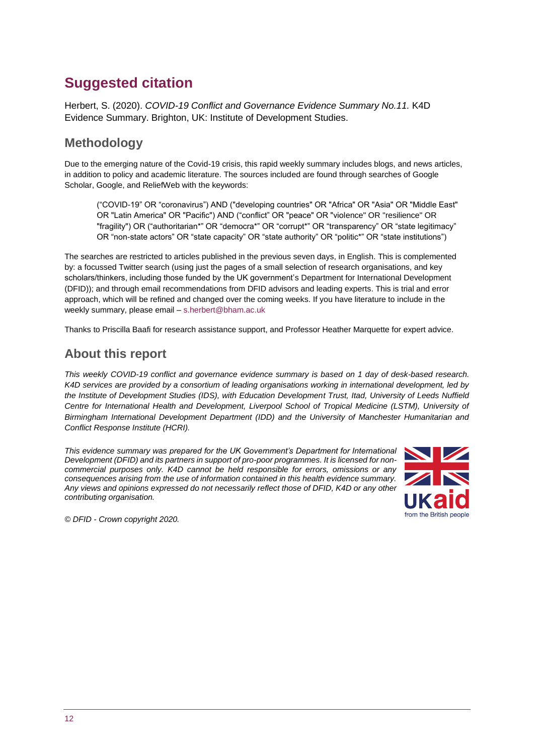# Suggested citation

Herbert, S. (2020). *COVID-19 Conflict and Governance Evidence Summary No.11.* K4D Evidence Summary. Brighton, UK: Institute of Development Studies.

## Methodology

Due to the emerging nature of the Covid-19 crisis, this rapid weekly summary includes blogs, and news articles, in addition to policy and academic literature. The sources included are found through searches of Google Scholar, Google, and ReliefWeb with the keywords:

> ("COVID-19" OR "coronavirus") AND ("developing countries" OR "Africa" OR "Asia" OR "Middle East" OR "Latin America" OR "Pacific") AND ("conflict" OR "peace" OR "violence" OR "resilience" OR "fragility") OR ("authoritarian*" OR "democra*" OR "corrupt*" OR "transparency" OR "state legitimacy" OR "non-state actors" OR "state capacity" OR "state authority" OR "politic*" OR "state institutions")

The searches are restricted to articles published in the previous seven days, in English. This is complemented by: a focussed Twitter search (using just the pages of a small selection of research organisations, and key scholars/thinkers, including those funded by the UK government's Department for International Development (DFID)); and through email recommendations from DFID advisors and leading experts. This is trial and error approach, which will be refined and changed over the coming weeks. If you have literature to include in the weekly summary, please email – s.herbert@bham.ac.uk

Thanks to Priscilla Baafi for research assistance support, and Professor Heather Marquette for expert advice.

## About this report

*This weekly COVID-19 conflict and governance evidence summary is based on 1 day of desk-based research. K4D services are provided by a consortium of leading organisations working in international development, led by the Institute of Development Studies (IDS), with Education Development Trust, Itad, University of Leeds Nuffield Centre for International Health and Development, Liverpool School of Tropical Medicine (LSTM), University of Birmingham International Development Department (IDD) and the University of Manchester Humanitarian and Conflict Response Institute (HCRI).*

*This evidence summary was prepared for the UK Government's Department for International Development (DFID) and its partners in support of pro-poor programmes. It is licensed for non-commercial purposes only. K4D cannot be held responsible for errors, omissions or any consequences arising from the use of information contained in this health evidence summary. Any views and opinions expressed do not necessarily reflect those of DFID, K4D or any other contributing organisation.*

UKaid from the British people

*© DFID - Crown copyright 2020.*